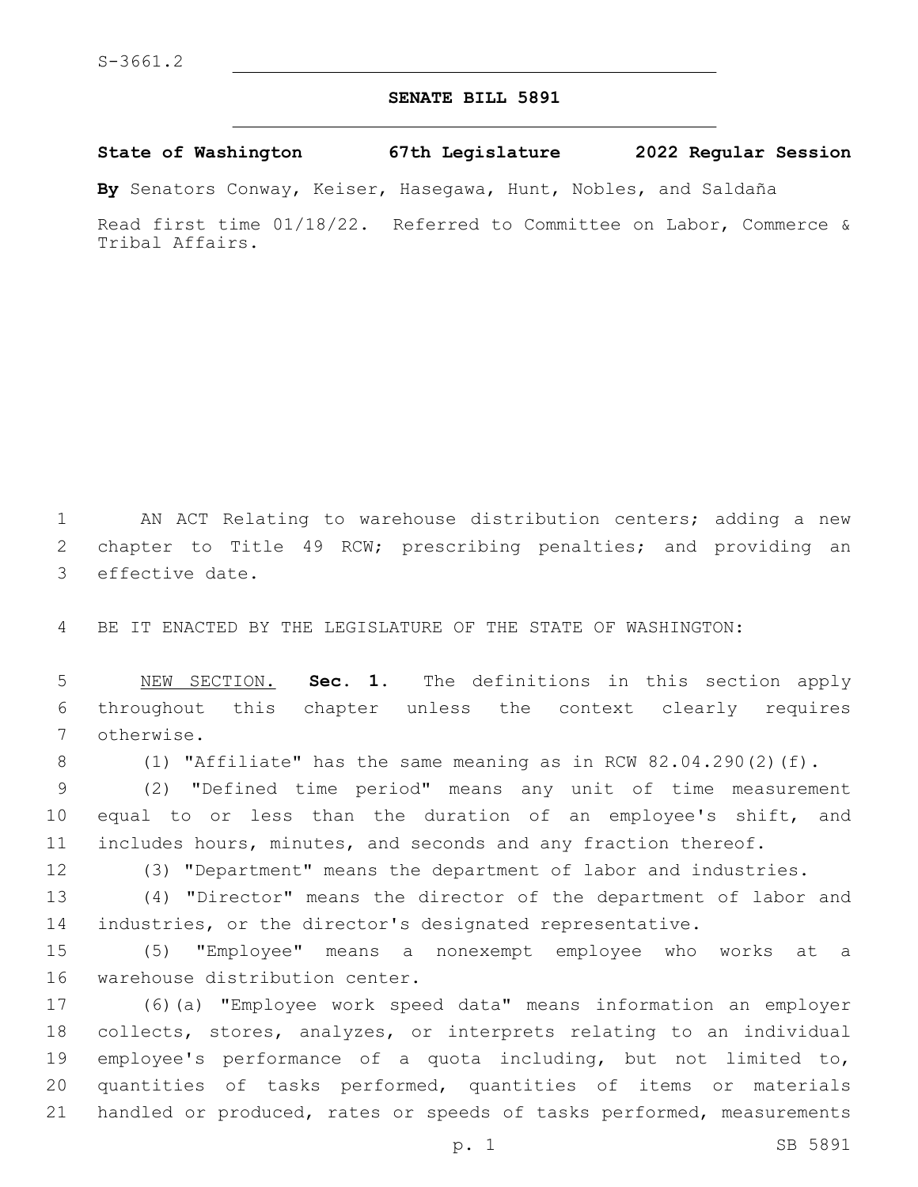S-3661.2

# SENATE BILL 5891

**State of Washington 67th Legislature 2022 Regular Session**

**By** Senators Conway, Keiser, Hasegawa, Hunt, Nobles, and Saldaña

Read first time 01/18/22. Referred to Committee on Labor, Commerce & Tribal Affairs.

AN ACT Relating to warehouse distribution centers; adding a new chapter to Title 49 RCW; prescribing penalties; and providing an effective date.

BE IT ENACTED BY THE LEGISLATURE OF THE STATE OF WASHINGTON:

NEW SECTION. **Sec. 1.** The definitions in this section apply throughout this chapter unless the context clearly requires otherwise.

(1) "Affiliate" has the same meaning as in RCW 82.04.290(2)(f).

(2) "Defined time period" means any unit of time measurement equal to or less than the duration of an employee's shift, and includes hours, minutes, and seconds and any fraction thereof.

(3) "Department" means the department of labor and industries.

(4) "Director" means the director of the department of labor and industries, or the director's designated representative.

(5) "Employee" means a nonexempt employee who works at a warehouse distribution center.

(6)(a) "Employee work speed data" means information an employer collects, stores, analyzes, or interprets relating to an individual employee's performance of a quota including, but not limited to, quantities of tasks performed, quantities of items or materials handled or produced, rates or speeds of tasks performed, measurements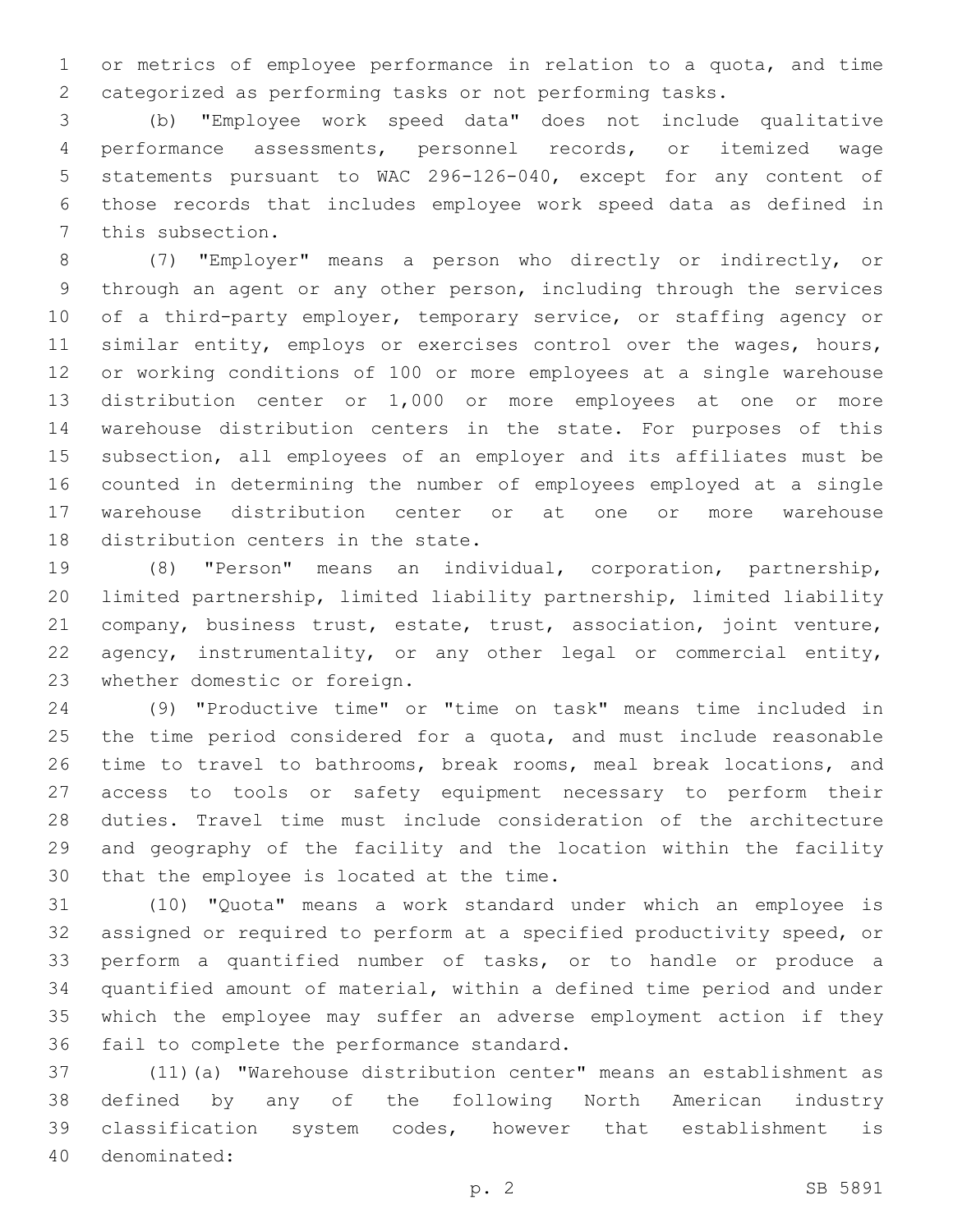or metrics of employee performance in relation to a quota, and time categorized as performing tasks or not performing tasks.

(b) "Employee work speed data" does not include qualitative performance assessments, personnel records, or itemized wage statements pursuant to WAC 296-126-040, except for any content of those records that includes employee work speed data as defined in this subsection.

(7) "Employer" means a person who directly or indirectly, or through an agent or any other person, including through the services of a third-party employer, temporary service, or staffing agency or similar entity, employs or exercises control over the wages, hours, or working conditions of 100 or more employees at a single warehouse distribution center or 1,000 or more employees at one or more warehouse distribution centers in the state. For purposes of this subsection, all employees of an employer and its affiliates must be counted in determining the number of employees employed at a single warehouse distribution center or at one or more warehouse distribution centers in the state.

(8) "Person" means an individual, corporation, partnership, limited partnership, limited liability partnership, limited liability company, business trust, estate, trust, association, joint venture, agency, instrumentality, or any other legal or commercial entity, whether domestic or foreign.

(9) "Productive time" or "time on task" means time included in the time period considered for a quota, and must include reasonable time to travel to bathrooms, break rooms, meal break locations, and access to tools or safety equipment necessary to perform their duties. Travel time must include consideration of the architecture and geography of the facility and the location within the facility that the employee is located at the time.

(10) "Quota" means a work standard under which an employee is assigned or required to perform at a specified productivity speed, or perform a quantified number of tasks, or to handle or produce a quantified amount of material, within a defined time period and under which the employee may suffer an adverse employment action if they fail to complete the performance standard.

(11)(a) "Warehouse distribution center" means an establishment as defined by any of the following North American industry classification system codes, however that establishment is denominated: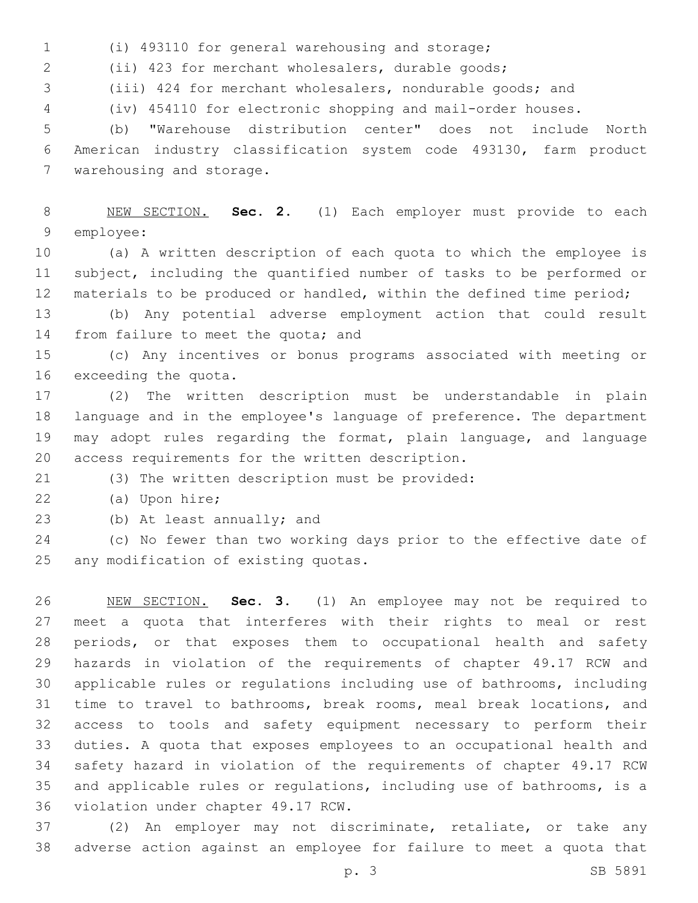(i) 493110 for general warehousing and storage;

(ii) 423 for merchant wholesalers, durable goods;

(iii) 424 for merchant wholesalers, nondurable goods; and

(iv) 454110 for electronic shopping and mail-order houses.

(b) "Warehouse distribution center" does not include North American industry classification system code 493130, farm product warehousing and storage.

NEW SECTION. **Sec. 2.** (1) Each employer must provide to each employee:

(a) A written description of each quota to which the employee is subject, including the quantified number of tasks to be performed or materials to be produced or handled, within the defined time period;

(b) Any potential adverse employment action that could result from failure to meet the quota; and

(c) Any incentives or bonus programs associated with meeting or exceeding the quota.

(2) The written description must be understandable in plain language and in the employee's language of preference. The department may adopt rules regarding the format, plain language, and language access requirements for the written description.

(3) The written description must be provided:

(a) Upon hire;

(b) At least annually; and

(c) No fewer than two working days prior to the effective date of any modification of existing quotas.

NEW SECTION. **Sec. 3.** (1) An employee may not be required to meet a quota that interferes with their rights to meal or rest periods, or that exposes them to occupational health and safety hazards in violation of the requirements of chapter 49.17 RCW and applicable rules or regulations including use of bathrooms, including time to travel to bathrooms, break rooms, meal break locations, and access to tools and safety equipment necessary to perform their duties. A quota that exposes employees to an occupational health and safety hazard in violation of the requirements of chapter 49.17 RCW and applicable rules or regulations, including use of bathrooms, is a violation under chapter 49.17 RCW.

(2) An employer may not discriminate, retaliate, or take any adverse action against an employee for failure to meet a quota that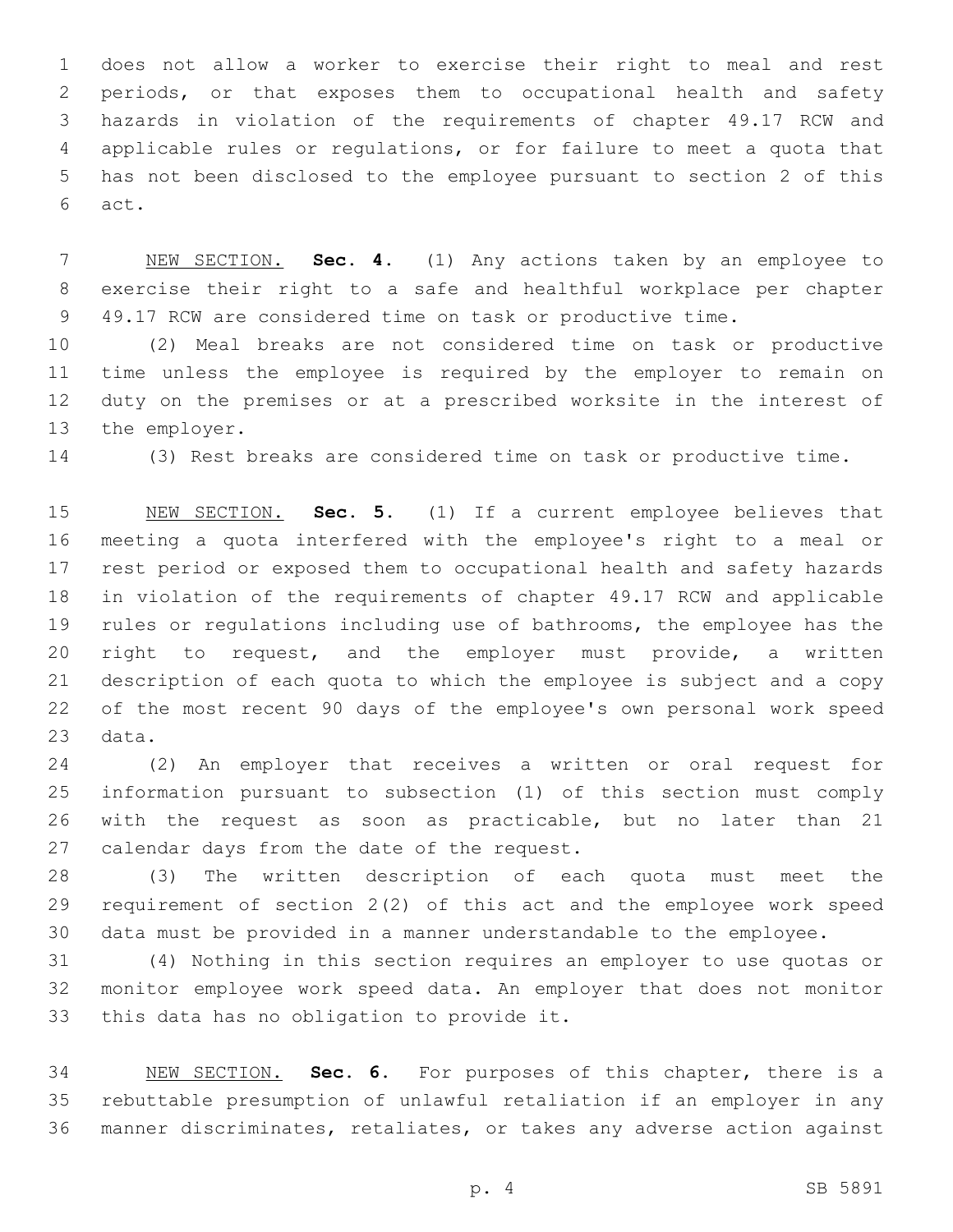does not allow a worker to exercise their right to meal and rest periods, or that exposes them to occupational health and safety hazards in violation of the requirements of chapter 49.17 RCW and applicable rules or regulations, or for failure to meet a quota that has not been disclosed to the employee pursuant to section 2 of this act.

NEW SECTION. **Sec. 4.** (1) Any actions taken by an employee to exercise their right to a safe and healthful workplace per chapter 49.17 RCW are considered time on task or productive time.

(2) Meal breaks are not considered time on task or productive time unless the employee is required by the employer to remain on duty on the premises or at a prescribed worksite in the interest of the employer.

(3) Rest breaks are considered time on task or productive time.

NEW SECTION. **Sec. 5.** (1) If a current employee believes that meeting a quota interfered with the employee's right to a meal or rest period or exposed them to occupational health and safety hazards in violation of the requirements of chapter 49.17 RCW and applicable rules or regulations including use of bathrooms, the employee has the right to request, and the employer must provide, a written description of each quota to which the employee is subject and a copy of the most recent 90 days of the employee's own personal work speed data.

(2) An employer that receives a written or oral request for information pursuant to subsection (1) of this section must comply with the request as soon as practicable, but no later than 21 calendar days from the date of the request.

(3) The written description of each quota must meet the requirement of section 2(2) of this act and the employee work speed data must be provided in a manner understandable to the employee.

(4) Nothing in this section requires an employer to use quotas or monitor employee work speed data. An employer that does not monitor this data has no obligation to provide it.

NEW SECTION. **Sec. 6.** For purposes of this chapter, there is a rebuttable presumption of unlawful retaliation if an employer in any manner discriminates, retaliates, or takes any adverse action against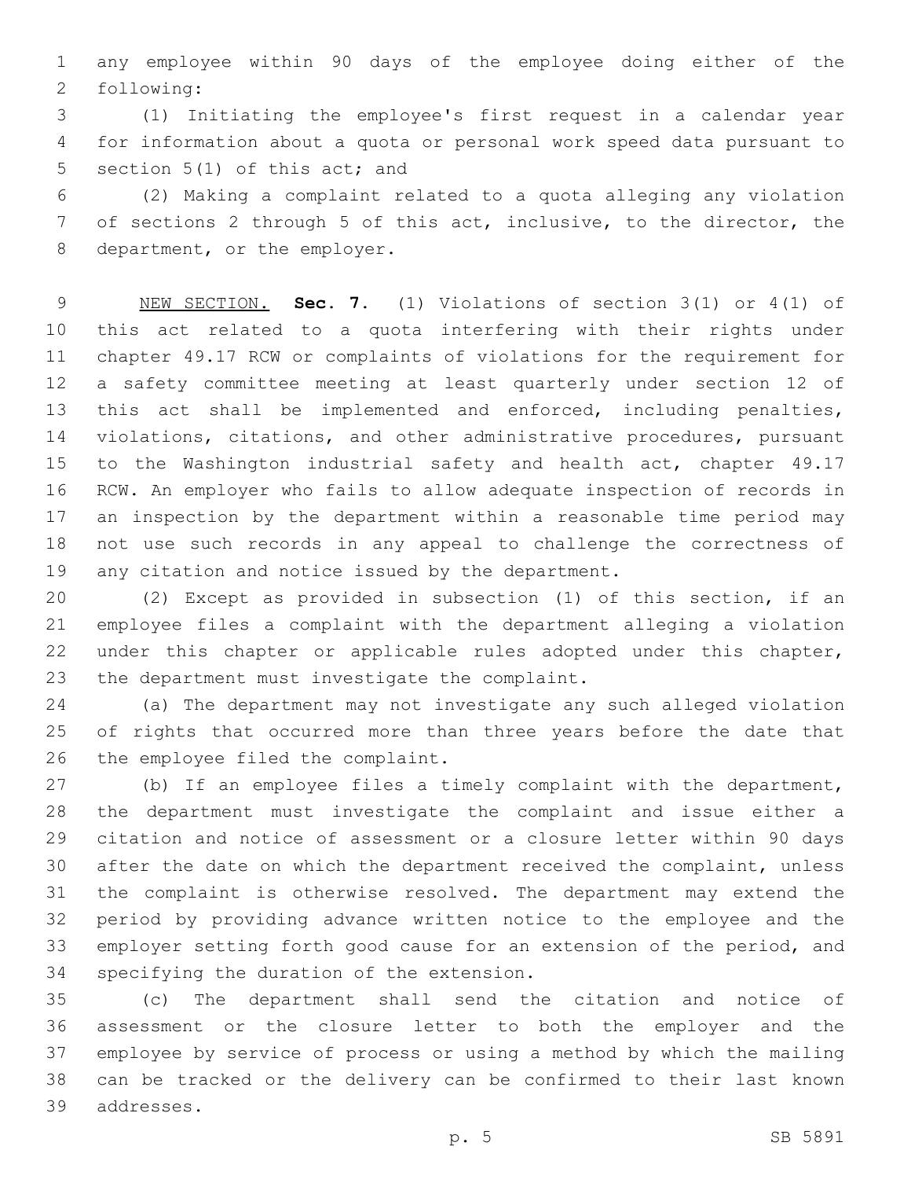any employee within 90 days of the employee doing either of the following:

(1) Initiating the employee's first request in a calendar year for information about a quota or personal work speed data pursuant to section 5(1) of this act; and

(2) Making a complaint related to a quota alleging any violation of sections 2 through 5 of this act, inclusive, to the director, the department, or the employer.

NEW SECTION. **Sec. 7.** (1) Violations of section 3(1) or 4(1) of this act related to a quota interfering with their rights under chapter 49.17 RCW or complaints of violations for the requirement for a safety committee meeting at least quarterly under section 12 of this act shall be implemented and enforced, including penalties, violations, citations, and other administrative procedures, pursuant to the Washington industrial safety and health act, chapter 49.17 RCW. An employer who fails to allow adequate inspection of records in an inspection by the department within a reasonable time period may not use such records in any appeal to challenge the correctness of any citation and notice issued by the department.

(2) Except as provided in subsection (1) of this section, if an employee files a complaint with the department alleging a violation under this chapter or applicable rules adopted under this chapter, the department must investigate the complaint.

(a) The department may not investigate any such alleged violation of rights that occurred more than three years before the date that the employee filed the complaint.

(b) If an employee files a timely complaint with the department, the department must investigate the complaint and issue either a citation and notice of assessment or a closure letter within 90 days after the date on which the department received the complaint, unless the complaint is otherwise resolved. The department may extend the period by providing advance written notice to the employee and the employer setting forth good cause for an extension of the period, and specifying the duration of the extension.

(c) The department shall send the citation and notice of assessment or the closure letter to both the employer and the employee by service of process or using a method by which the mailing can be tracked or the delivery can be confirmed to their last known addresses.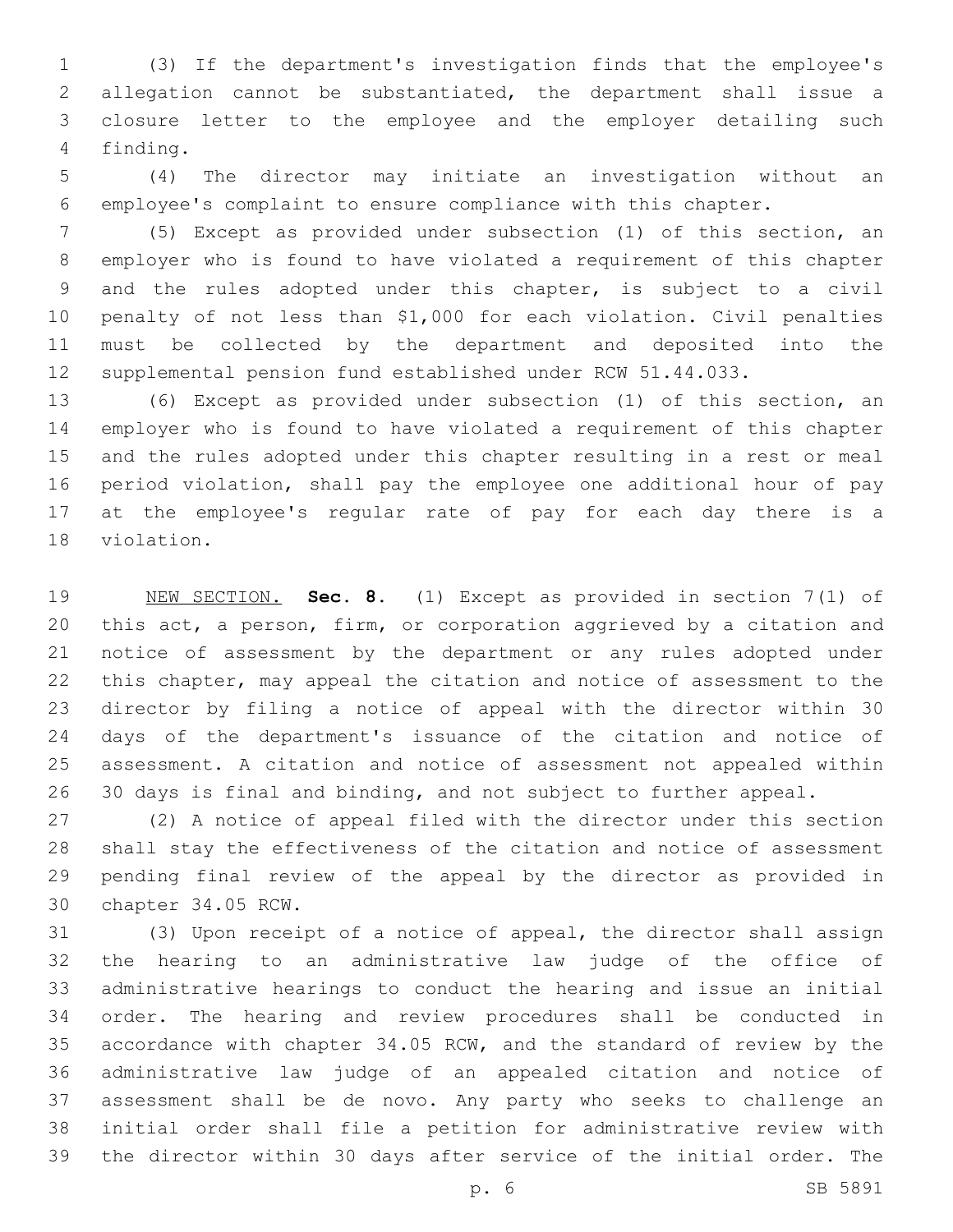(3) If the department's investigation finds that the employee's allegation cannot be substantiated, the department shall issue a closure letter to the employee and the employer detailing such finding.

(4) The director may initiate an investigation without an employee's complaint to ensure compliance with this chapter.

(5) Except as provided under subsection (1) of this section, an employer who is found to have violated a requirement of this chapter and the rules adopted under this chapter, is subject to a civil penalty of not less than $1,000 for each violation. Civil penalties must be collected by the department and deposited into the supplemental pension fund established under RCW 51.44.033.

(6) Except as provided under subsection (1) of this section, an employer who is found to have violated a requirement of this chapter and the rules adopted under this chapter resulting in a rest or meal period violation, shall pay the employee one additional hour of pay at the employee's regular rate of pay for each day there is a violation.

NEW SECTION. **Sec. 8.** (1) Except as provided in section 7(1) of this act, a person, firm, or corporation aggrieved by a citation and notice of assessment by the department or any rules adopted under this chapter, may appeal the citation and notice of assessment to the director by filing a notice of appeal with the director within 30 days of the department's issuance of the citation and notice of assessment. A citation and notice of assessment not appealed within 30 days is final and binding, and not subject to further appeal.

(2) A notice of appeal filed with the director under this section shall stay the effectiveness of the citation and notice of assessment pending final review of the appeal by the director as provided in chapter 34.05 RCW.

(3) Upon receipt of a notice of appeal, the director shall assign the hearing to an administrative law judge of the office of administrative hearings to conduct the hearing and issue an initial order. The hearing and review procedures shall be conducted in accordance with chapter 34.05 RCW, and the standard of review by the administrative law judge of an appealed citation and notice of assessment shall be de novo. Any party who seeks to challenge an initial order shall file a petition for administrative review with the director within 30 days after service of the initial order. The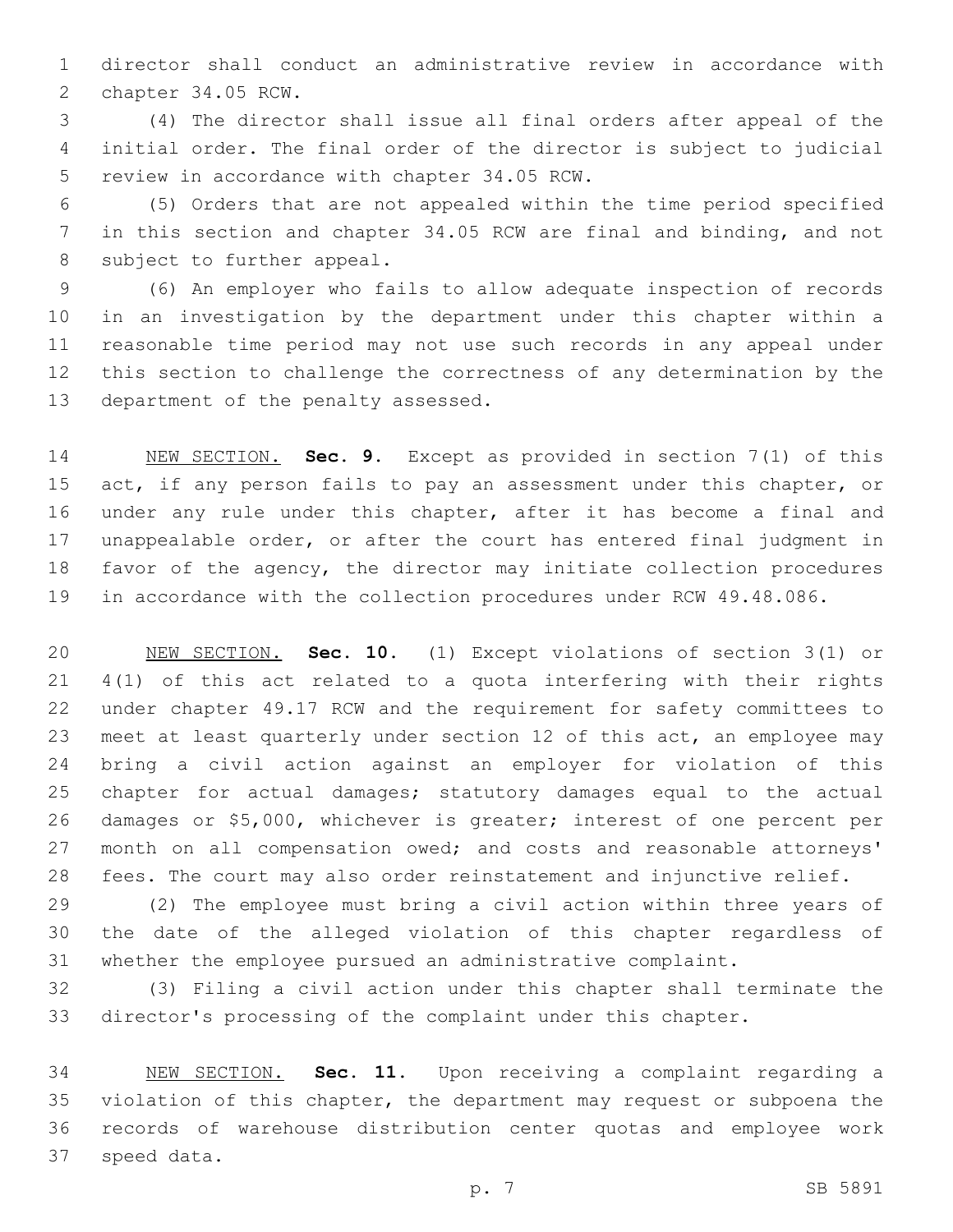director shall conduct an administrative review in accordance with chapter 34.05 RCW.

(4) The director shall issue all final orders after appeal of the initial order. The final order of the director is subject to judicial review in accordance with chapter 34.05 RCW.

(5) Orders that are not appealed within the time period specified in this section and chapter 34.05 RCW are final and binding, and not subject to further appeal.

(6) An employer who fails to allow adequate inspection of records in an investigation by the department under this chapter within a reasonable time period may not use such records in any appeal under this section to challenge the correctness of any determination by the department of the penalty assessed.

NEW SECTION. **Sec. 9.** Except as provided in section 7(1) of this act, if any person fails to pay an assessment under this chapter, or under any rule under this chapter, after it has become a final and unappealable order, or after the court has entered final judgment in favor of the agency, the director may initiate collection procedures in accordance with the collection procedures under RCW 49.48.086.

NEW SECTION. **Sec. 10.** (1) Except violations of section 3(1) or 4(1) of this act related to a quota interfering with their rights under chapter 49.17 RCW and the requirement for safety committees to meet at least quarterly under section 12 of this act, an employee may bring a civil action against an employer for violation of this chapter for actual damages; statutory damages equal to the actual damages or $5,000, whichever is greater; interest of one percent per month on all compensation owed; and costs and reasonable attorneys' fees. The court may also order reinstatement and injunctive relief.

(2) The employee must bring a civil action within three years of the date of the alleged violation of this chapter regardless of whether the employee pursued an administrative complaint.

(3) Filing a civil action under this chapter shall terminate the director's processing of the complaint under this chapter.

NEW SECTION. **Sec. 11.** Upon receiving a complaint regarding a violation of this chapter, the department may request or subpoena the records of warehouse distribution center quotas and employee work speed data.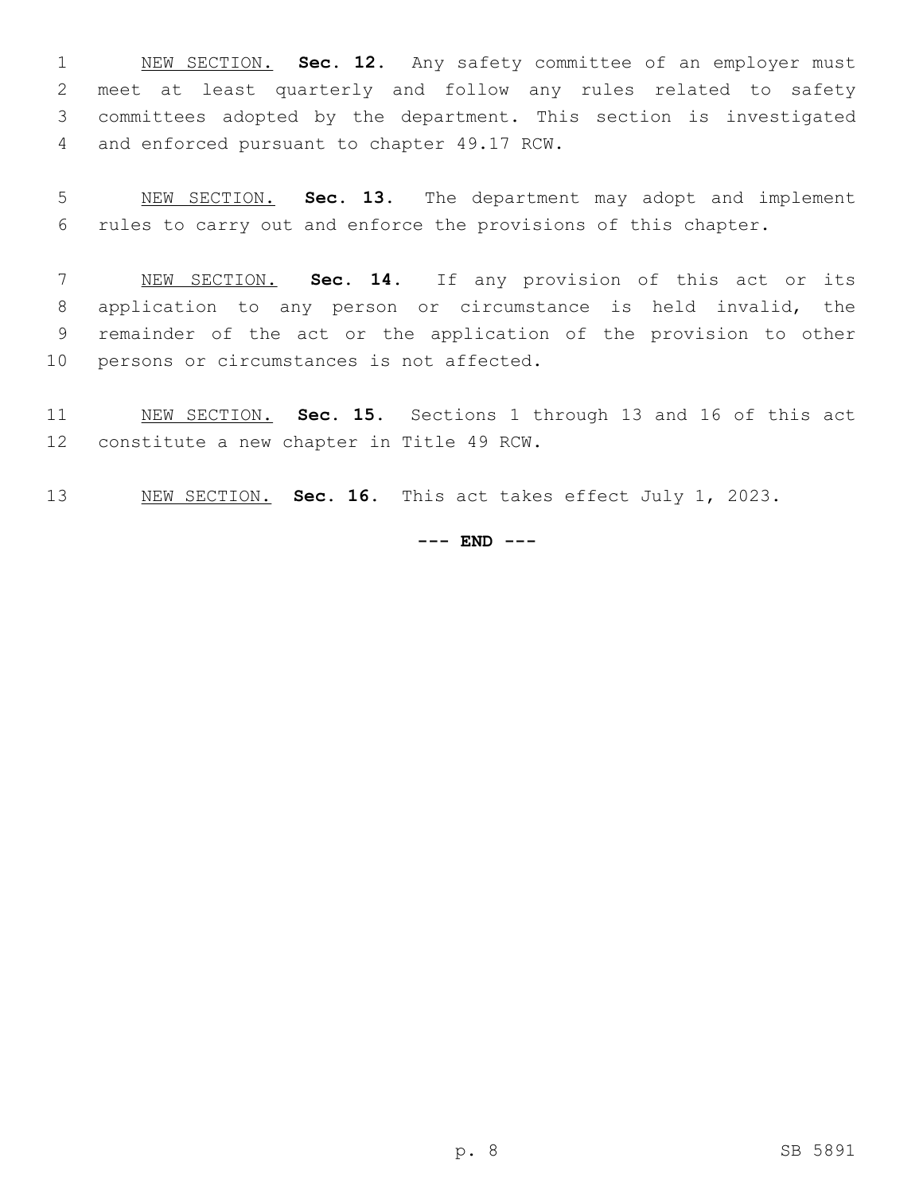NEW SECTION. **Sec. 12.** Any safety committee of an employer must meet at least quarterly and follow any rules related to safety committees adopted by the department. This section is investigated and enforced pursuant to chapter 49.17 RCW.

NEW SECTION. **Sec. 13.** The department may adopt and implement rules to carry out and enforce the provisions of this chapter.

NEW SECTION. **Sec. 14.** If any provision of this act or its application to any person or circumstance is held invalid, the remainder of the act or the application of the provision to other persons or circumstances is not affected.

NEW SECTION. **Sec. 15.** Sections 1 through 13 and 16 of this act constitute a new chapter in Title 49 RCW.

NEW SECTION. **Sec. 16.** This act takes effect July 1, 2023.

**--- END ---**